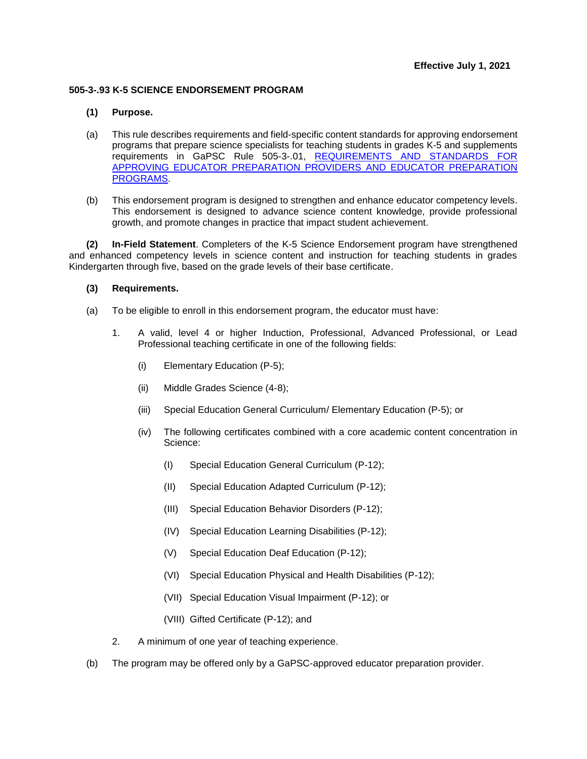**Effective July 1, 2021**

## 505-3-.93 K-5 SCIENCE ENDORSEMENT PROGRAM

**(1) Purpose.**

(a) This rule describes requirements and field-specific content standards for approving endorsement programs that prepare science specialists for teaching students in grades K-5 and supplements requirements in GaPSC Rule 505-3-.01, REQUIREMENTS AND STANDARDS FOR APPROVING EDUCATOR PREPARATION PROVIDERS AND EDUCATOR PREPARATION PROGRAMS.

(b) This endorsement program is designed to strengthen and enhance educator competency levels. This endorsement is designed to advance science content knowledge, provide professional growth, and promote changes in practice that impact student achievement.

**(2) In-Field Statement**. Completers of the K-5 Science Endorsement program have strengthened and enhanced competency levels in science content and instruction for teaching students in grades Kindergarten through five, based on the grade levels of their base certificate.

**(3) Requirements.**

(a) To be eligible to enroll in this endorsement program, the educator must have:

1. A valid, level 4 or higher Induction, Professional, Advanced Professional, or Lead Professional teaching certificate in one of the following fields:

    (i) Elementary Education (P-5);

    (ii) Middle Grades Science (4-8);

    (iii) Special Education General Curriculum/ Elementary Education (P-5); or

    (iv) The following certificates combined with a core academic content concentration in Science:

    - (I) Special Education General Curriculum (P-12);
    - (II) Special Education Adapted Curriculum (P-12);
    - (III) Special Education Behavior Disorders (P-12);
    - (IV) Special Education Learning Disabilities (P-12);
    - (V) Special Education Deaf Education (P-12);
    - (VI) Special Education Physical and Health Disabilities (P-12);
    - (VII) Special Education Visual Impairment (P-12); or
    - (VIII) Gifted Certificate (P-12); and

2. A minimum of one year of teaching experience.

(b) The program may be offered only by a GaPSC-approved educator preparation provider.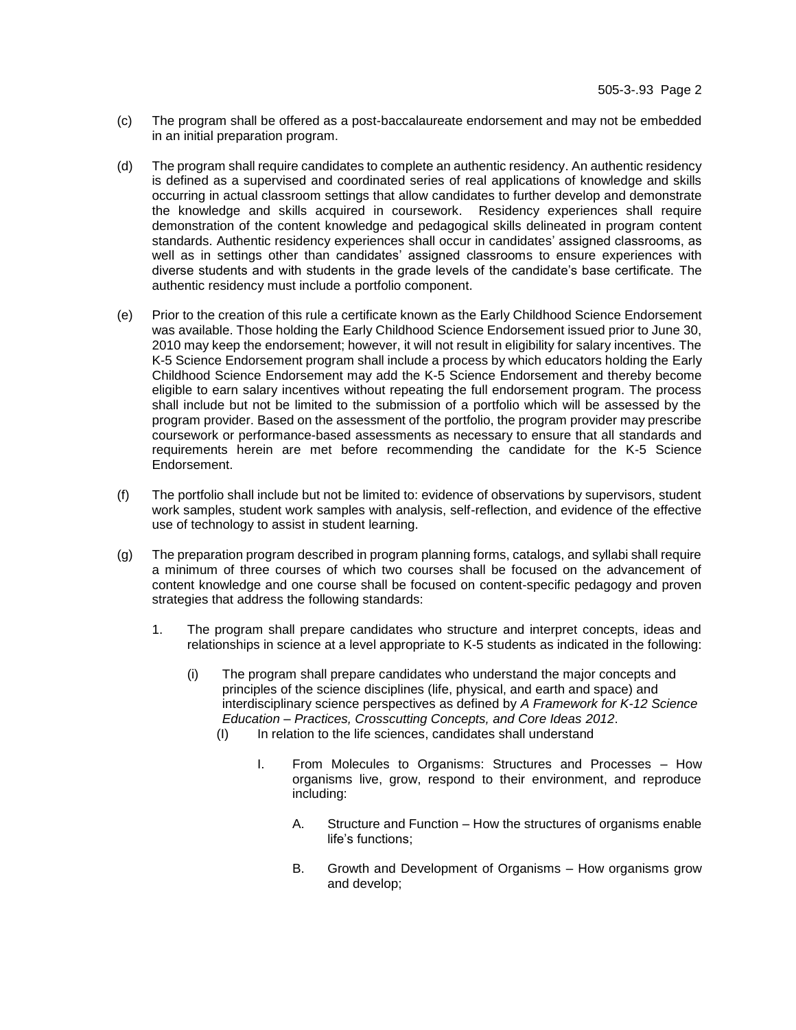(c) The program shall be offered as a post-baccalaureate endorsement and may not be embedded in an initial preparation program.

(d) The program shall require candidates to complete an authentic residency. An authentic residency is defined as a supervised and coordinated series of real applications of knowledge and skills occurring in actual classroom settings that allow candidates to further develop and demonstrate the knowledge and skills acquired in coursework. Residency experiences shall require demonstration of the content knowledge and pedagogical skills delineated in program content standards. Authentic residency experiences shall occur in candidates' assigned classrooms, as well as in settings other than candidates' assigned classrooms to ensure experiences with diverse students and with students in the grade levels of the candidate's base certificate. The authentic residency must include a portfolio component.

(e) Prior to the creation of this rule a certificate known as the Early Childhood Science Endorsement was available. Those holding the Early Childhood Science Endorsement issued prior to June 30, 2010 may keep the endorsement; however, it will not result in eligibility for salary incentives. The K-5 Science Endorsement program shall include a process by which educators holding the Early Childhood Science Endorsement may add the K-5 Science Endorsement and thereby become eligible to earn salary incentives without repeating the full endorsement program. The process shall include but not be limited to the submission of a portfolio which will be assessed by the program provider. Based on the assessment of the portfolio, the program provider may prescribe coursework or performance-based assessments as necessary to ensure that all standards and requirements herein are met before recommending the candidate for the K-5 Science Endorsement.

(f) The portfolio shall include but not be limited to: evidence of observations by supervisors, student work samples, student work samples with analysis, self-reflection, and evidence of the effective use of technology to assist in student learning.

(g) The preparation program described in program planning forms, catalogs, and syllabi shall require a minimum of three courses of which two courses shall be focused on the advancement of content knowledge and one course shall be focused on content-specific pedagogy and proven strategies that address the following standards:

1. The program shall prepare candidates who structure and interpret concepts, ideas and relationships in science at a level appropriate to K-5 students as indicated in the following:

   (i) The program shall prepare candidates who understand the major concepts and principles of the science disciplines (life, physical, and earth and space) and interdisciplinary science perspectives as defined by *A Framework for K-12 Science Education – Practices, Crosscutting Concepts, and Core Ideas 2012*.

      (I) In relation to the life sciences, candidates shall understand

         I. From Molecules to Organisms: Structures and Processes – How organisms live, grow, respond to their environment, and reproduce including:

            A. Structure and Function – How the structures of organisms enable life's functions;

            B. Growth and Development of Organisms – How organisms grow and develop;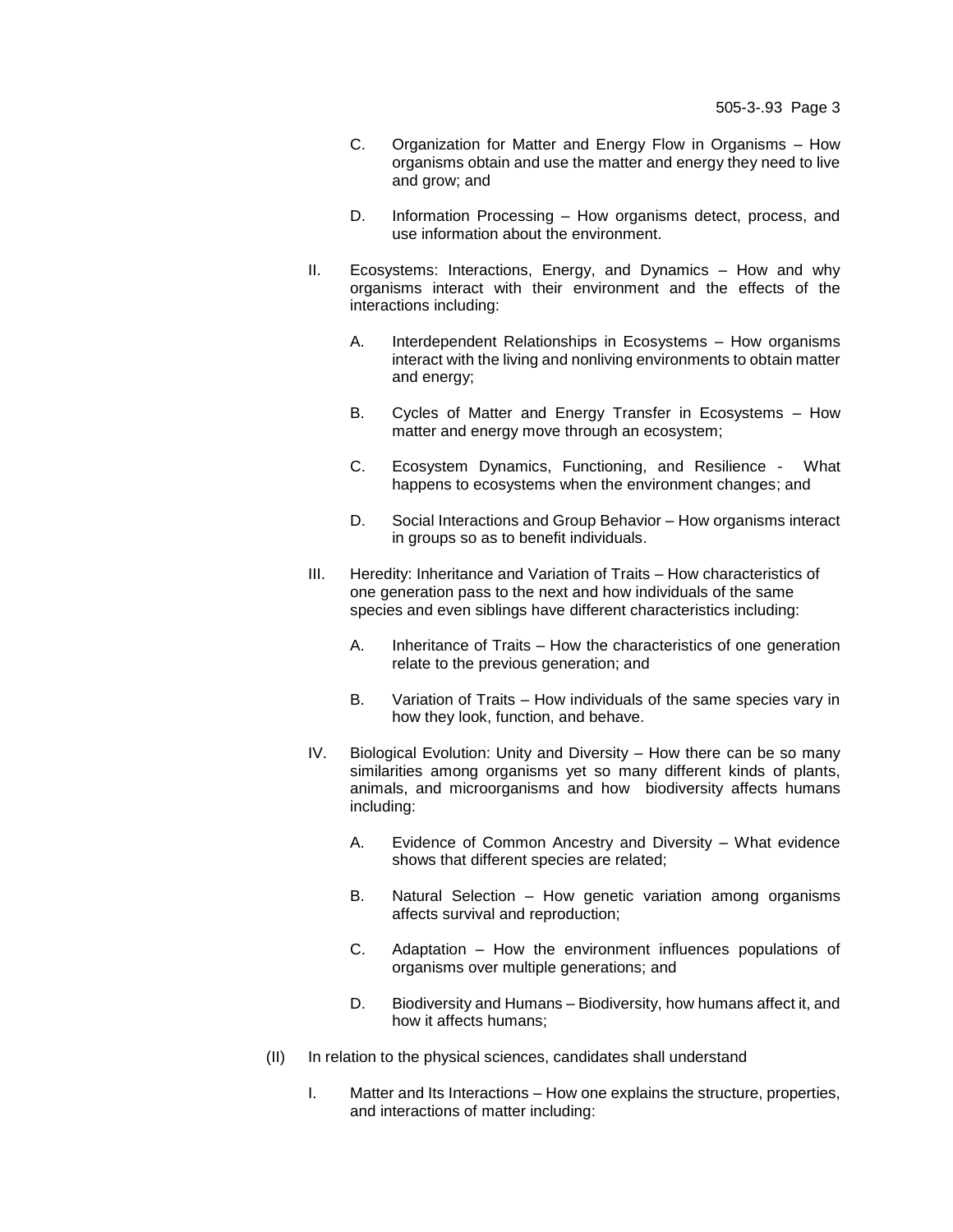C. Organization for Matter and Energy Flow in Organisms – How organisms obtain and use the matter and energy they need to live and grow; and

D. Information Processing – How organisms detect, process, and use information about the environment.

II. Ecosystems: Interactions, Energy, and Dynamics – How and why organisms interact with their environment and the effects of the interactions including:

A. Interdependent Relationships in Ecosystems – How organisms interact with the living and nonliving environments to obtain matter and energy;

B. Cycles of Matter and Energy Transfer in Ecosystems – How matter and energy move through an ecosystem;

C. Ecosystem Dynamics, Functioning, and Resilience - What happens to ecosystems when the environment changes; and

D. Social Interactions and Group Behavior – How organisms interact in groups so as to benefit individuals.

III. Heredity: Inheritance and Variation of Traits – How characteristics of one generation pass to the next and how individuals of the same species and even siblings have different characteristics including:

A. Inheritance of Traits – How the characteristics of one generation relate to the previous generation; and

B. Variation of Traits – How individuals of the same species vary in how they look, function, and behave.

IV. Biological Evolution: Unity and Diversity – How there can be so many similarities among organisms yet so many different kinds of plants, animals, and microorganisms and how biodiversity affects humans including:

A. Evidence of Common Ancestry and Diversity – What evidence shows that different species are related;

B. Natural Selection – How genetic variation among organisms affects survival and reproduction;

C. Adaptation – How the environment influences populations of organisms over multiple generations; and

D. Biodiversity and Humans – Biodiversity, how humans affect it, and how it affects humans;

(II) In relation to the physical sciences, candidates shall understand

I. Matter and Its Interactions – How one explains the structure, properties, and interactions of matter including: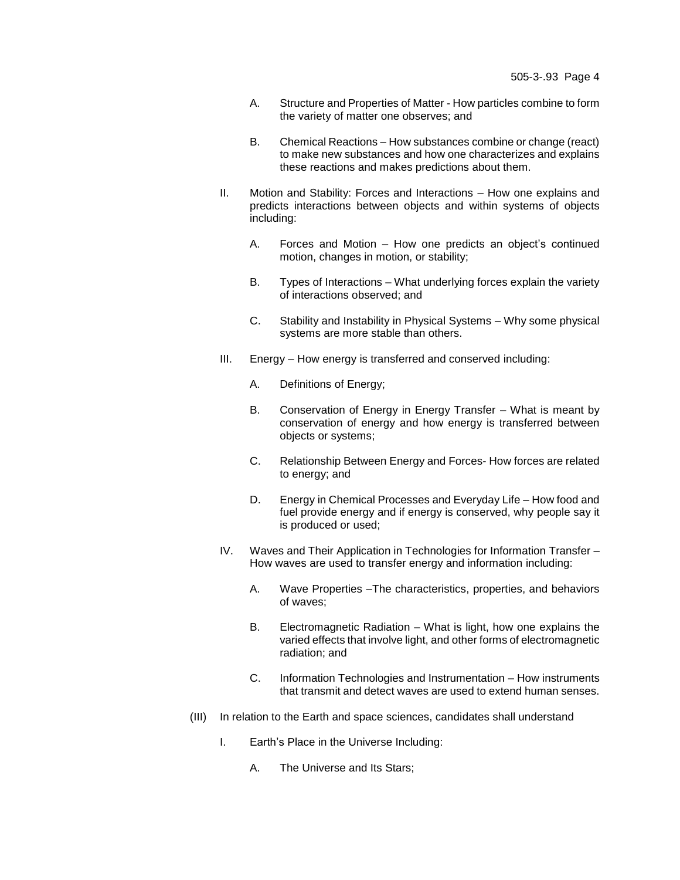A. Structure and Properties of Matter - How particles combine to form the variety of matter one observes; and

B. Chemical Reactions – How substances combine or change (react) to make new substances and how one characterizes and explains these reactions and makes predictions about them.

II. Motion and Stability: Forces and Interactions – How one explains and predicts interactions between objects and within systems of objects including:

A. Forces and Motion – How one predicts an object's continued motion, changes in motion, or stability;

B. Types of Interactions – What underlying forces explain the variety of interactions observed; and

C. Stability and Instability in Physical Systems – Why some physical systems are more stable than others.

III. Energy – How energy is transferred and conserved including:

A. Definitions of Energy;

B. Conservation of Energy in Energy Transfer – What is meant by conservation of energy and how energy is transferred between objects or systems;

C. Relationship Between Energy and Forces- How forces are related to energy; and

D. Energy in Chemical Processes and Everyday Life – How food and fuel provide energy and if energy is conserved, why people say it is produced or used;

IV. Waves and Their Application in Technologies for Information Transfer – How waves are used to transfer energy and information including:

A. Wave Properties –The characteristics, properties, and behaviors of waves;

B. Electromagnetic Radiation – What is light, how one explains the varied effects that involve light, and other forms of electromagnetic radiation; and

C. Information Technologies and Instrumentation – How instruments that transmit and detect waves are used to extend human senses.

(III) In relation to the Earth and space sciences, candidates shall understand

I. Earth's Place in the Universe Including:

A. The Universe and Its Stars;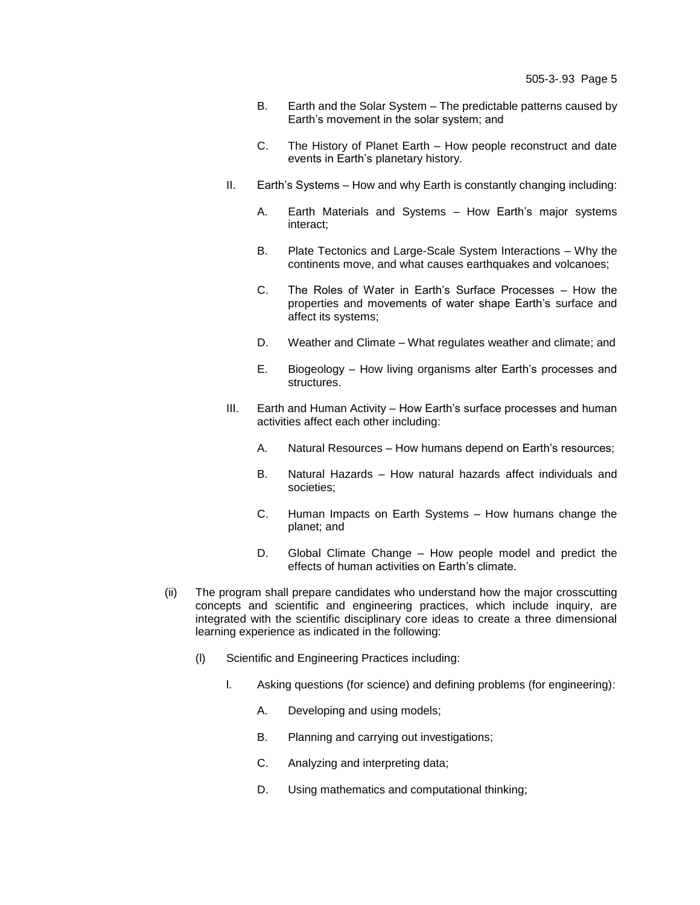B. Earth and the Solar System – The predictable patterns caused by Earth's movement in the solar system; and

C. The History of Planet Earth – How people reconstruct and date events in Earth's planetary history.

II. Earth's Systems – How and why Earth is constantly changing including:

A. Earth Materials and Systems – How Earth's major systems interact;

B. Plate Tectonics and Large-Scale System Interactions – Why the continents move, and what causes earthquakes and volcanoes;

C. The Roles of Water in Earth's Surface Processes – How the properties and movements of water shape Earth's surface and affect its systems;

D. Weather and Climate – What regulates weather and climate; and

E. Biogeology – How living organisms alter Earth's processes and structures.

III. Earth and Human Activity – How Earth's surface processes and human activities affect each other including:

A. Natural Resources – How humans depend on Earth's resources;

B. Natural Hazards – How natural hazards affect individuals and societies;

C. Human Impacts on Earth Systems – How humans change the planet; and

D. Global Climate Change – How people model and predict the effects of human activities on Earth's climate.

(ii) The program shall prepare candidates who understand how the major crosscutting concepts and scientific and engineering practices, which include inquiry, are integrated with the scientific disciplinary core ideas to create a three dimensional learning experience as indicated in the following:

(I) Scientific and Engineering Practices including:

I. Asking questions (for science) and defining problems (for engineering):

A. Developing and using models;

B. Planning and carrying out investigations;

C. Analyzing and interpreting data;

D. Using mathematics and computational thinking;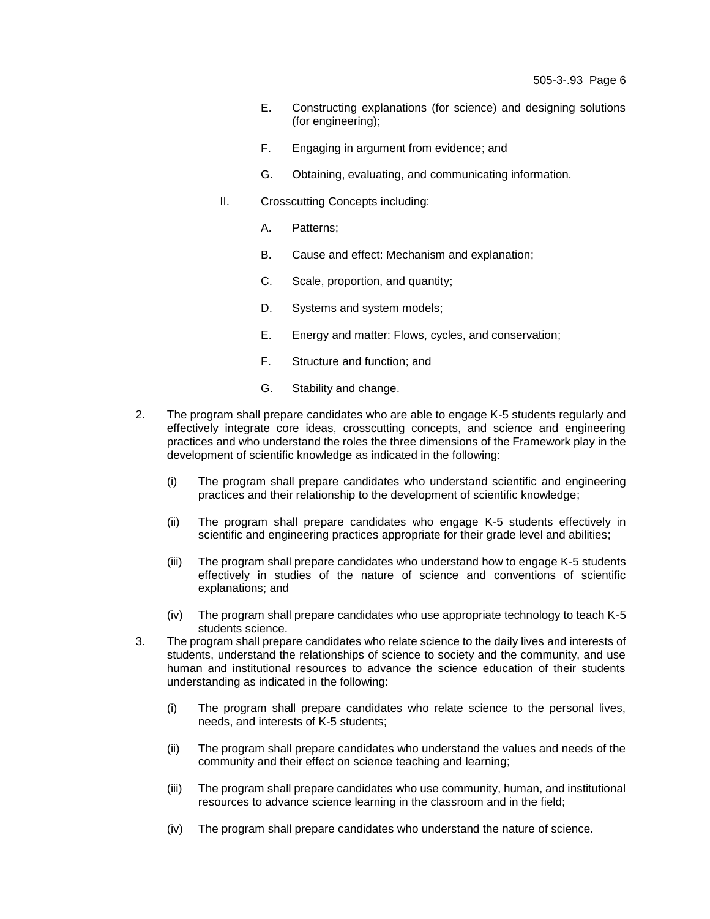E. Constructing explanations (for science) and designing solutions (for engineering);

F. Engaging in argument from evidence; and

G. Obtaining, evaluating, and communicating information.

II. Crosscutting Concepts including:

A. Patterns;

B. Cause and effect: Mechanism and explanation;

C. Scale, proportion, and quantity;

D. Systems and system models;

E. Energy and matter: Flows, cycles, and conservation;

F. Structure and function; and

G. Stability and change.

2. The program shall prepare candidates who are able to engage K-5 students regularly and effectively integrate core ideas, crosscutting concepts, and science and engineering practices and who understand the roles the three dimensions of the Framework play in the development of scientific knowledge as indicated in the following:

   (i) The program shall prepare candidates who understand scientific and engineering practices and their relationship to the development of scientific knowledge;

   (ii) The program shall prepare candidates who engage K-5 students effectively in scientific and engineering practices appropriate for their grade level and abilities;

   (iii) The program shall prepare candidates who understand how to engage K-5 students effectively in studies of the nature of science and conventions of scientific explanations; and

   (iv) The program shall prepare candidates who use appropriate technology to teach K-5 students science.

3. The program shall prepare candidates who relate science to the daily lives and interests of students, understand the relationships of science to society and the community, and use human and institutional resources to advance the science education of their students understanding as indicated in the following:

   (i) The program shall prepare candidates who relate science to the personal lives, needs, and interests of K-5 students;

   (ii) The program shall prepare candidates who understand the values and needs of the community and their effect on science teaching and learning;

   (iii) The program shall prepare candidates who use community, human, and institutional resources to advance science learning in the classroom and in the field;

   (iv) The program shall prepare candidates who understand the nature of science.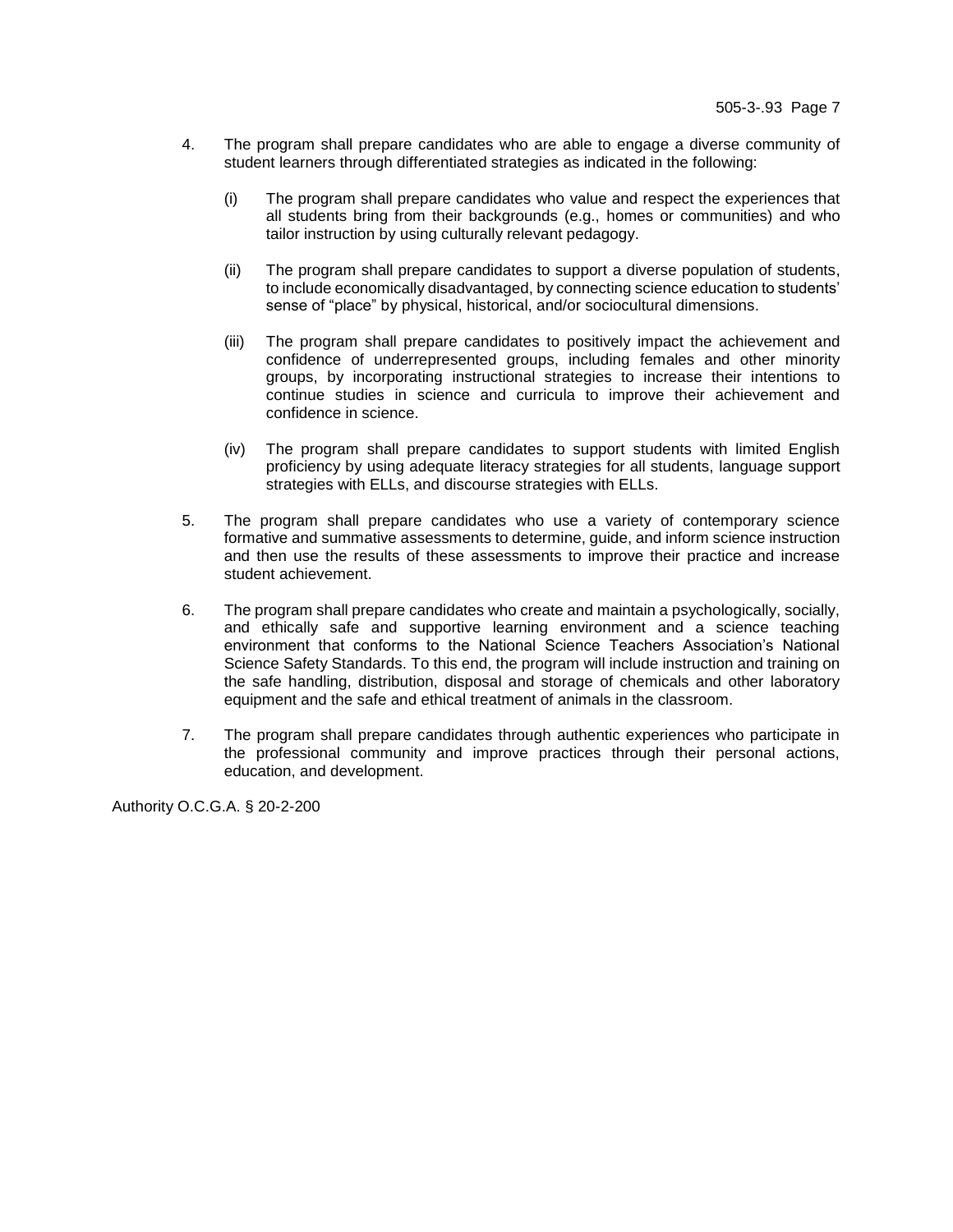4. The program shall prepare candidates who are able to engage a diverse community of student learners through differentiated strategies as indicated in the following:

    (i) The program shall prepare candidates who value and respect the experiences that all students bring from their backgrounds (e.g., homes or communities) and who tailor instruction by using culturally relevant pedagogy.

    (ii) The program shall prepare candidates to support a diverse population of students, to include economically disadvantaged, by connecting science education to students' sense of "place" by physical, historical, and/or sociocultural dimensions.

    (iii) The program shall prepare candidates to positively impact the achievement and confidence of underrepresented groups, including females and other minority groups, by incorporating instructional strategies to increase their intentions to continue studies in science and curricula to improve their achievement and confidence in science.

    (iv) The program shall prepare candidates to support students with limited English proficiency by using adequate literacy strategies for all students, language support strategies with ELLs, and discourse strategies with ELLs.

5. The program shall prepare candidates who use a variety of contemporary science formative and summative assessments to determine, guide, and inform science instruction and then use the results of these assessments to improve their practice and increase student achievement.

6. The program shall prepare candidates who create and maintain a psychologically, socially, and ethically safe and supportive learning environment and a science teaching environment that conforms to the National Science Teachers Association's National Science Safety Standards. To this end, the program will include instruction and training on the safe handling, distribution, disposal and storage of chemicals and other laboratory equipment and the safe and ethical treatment of animals in the classroom.

7. The program shall prepare candidates through authentic experiences who participate in the professional community and improve practices through their personal actions, education, and development.

Authority O.C.G.A. § 20-2-200